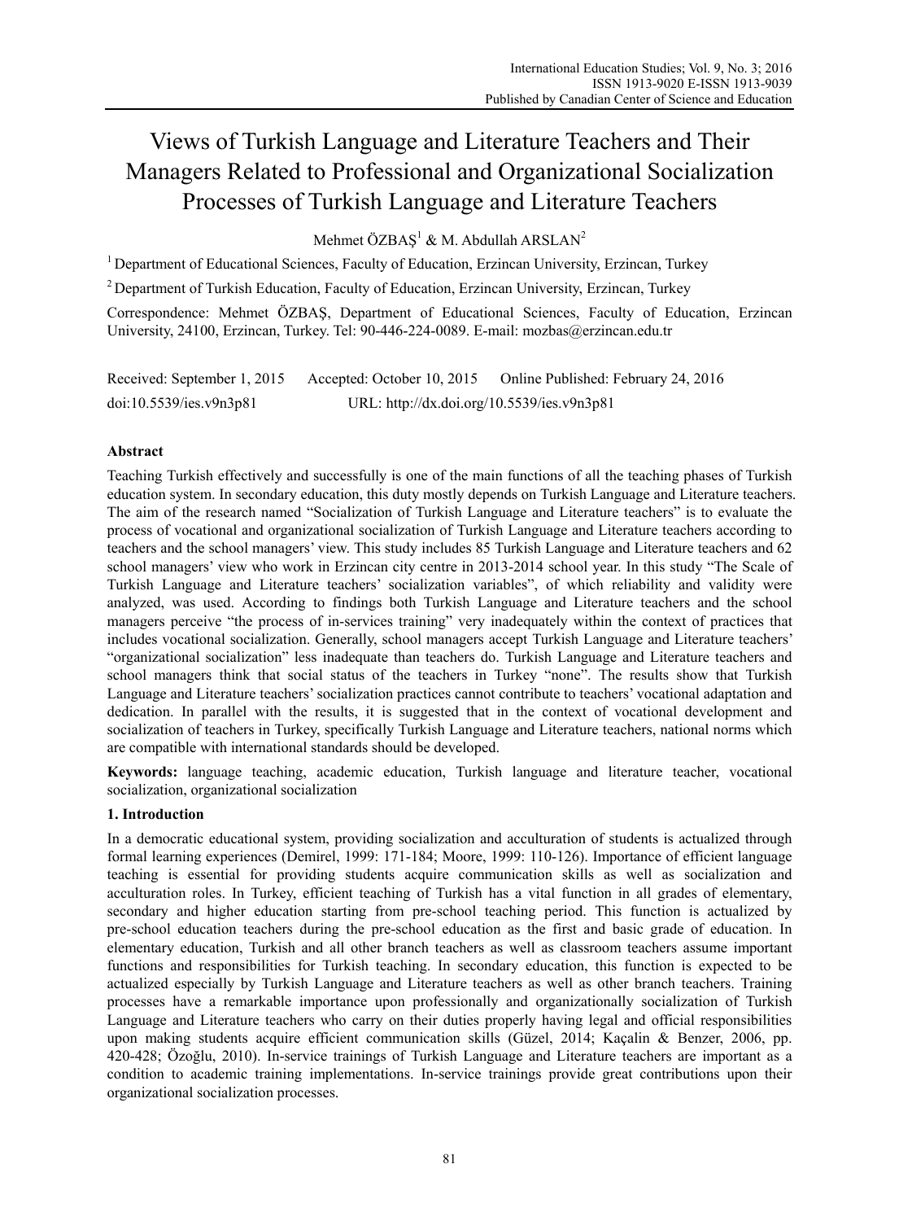# Views of Turkish Language and Literature Teachers and Their Managers Related to Professional and Organizational Socialization Processes of Turkish Language and Literature Teachers

Mehmet ÖZBAŞ[1] & M. Abdullah ARSLAN[2]

[1] Department of Educational Sciences, Faculty of Education, Erzincan University, Erzincan, Turkey

[2] Department of Turkish Education, Faculty of Education, Erzincan University, Erzincan, Turkey

Correspondence: Mehmet ÖZBAŞ, Department of Educational Sciences, Faculty of Education, Erzincan University, 24100, Erzincan, Turkey. Tel: 90-446-224-0089. E-mail: mozbas@erzincan.edu.tr

Received: September 1, 2015 Accepted: October 10, 2015 Online Published: February 24, 2016

doi:10.5539/ies.v9n3p81 URL: http://dx.doi.org/10.5539/ies.v9n3p81

## Abstract

Teaching Turkish effectively and successfully is one of the main functions of all the teaching phases of Turkish education system. In secondary education, this duty mostly depends on Turkish Language and Literature teachers. The aim of the research named "Socialization of Turkish Language and Literature teachers" is to evaluate the process of vocational and organizational socialization of Turkish Language and Literature teachers according to teachers and the school managers' view. This study includes 85 Turkish Language and Literature teachers and 62 school managers' view who work in Erzincan city centre in 2013-2014 school year. In this study "The Scale of Turkish Language and Literature teachers' socialization variables", of which reliability and validity were analyzed, was used. According to findings both Turkish Language and Literature teachers and the school managers perceive "the process of in-services training" very inadequately within the context of practices that includes vocational socialization. Generally, school managers accept Turkish Language and Literature teachers' "organizational socialization" less inadequate than teachers do. Turkish Language and Literature teachers and school managers think that social status of the teachers in Turkey "none". The results show that Turkish Language and Literature teachers' socialization practices cannot contribute to teachers' vocational adaptation and dedication. In parallel with the results, it is suggested that in the context of vocational development and socialization of teachers in Turkey, specifically Turkish Language and Literature teachers, national norms which are compatible with international standards should be developed.

**Keywords:** language teaching, academic education, Turkish language and literature teacher, vocational socialization, organizational socialization

## 1. Introduction

In a democratic educational system, providing socialization and acculturation of students is actualized through formal learning experiences (Demirel, 1999: 171-184; Moore, 1999: 110-126). Importance of efficient language teaching is essential for providing students acquire communication skills as well as socialization and acculturation roles. In Turkey, efficient teaching of Turkish has a vital function in all grades of elementary, secondary and higher education starting from pre-school teaching period. This function is actualized by pre-school education teachers during the pre-school education as the first and basic grade of education. In elementary education, Turkish and all other branch teachers as well as classroom teachers assume important functions and responsibilities for Turkish teaching. In secondary education, this function is expected to be actualized especially by Turkish Language and Literature teachers as well as other branch teachers. Training processes have a remarkable importance upon professionally and organizationally socialization of Turkish Language and Literature teachers who carry on their duties properly having legal and official responsibilities upon making students acquire efficient communication skills (Güzel, 2014; Kaçalin & Benzer, 2006, pp. 420-428; Özoğlu, 2010). In-service trainings of Turkish Language and Literature teachers are important as a condition to academic training implementations. In-service trainings provide great contributions upon their organizational socialization processes.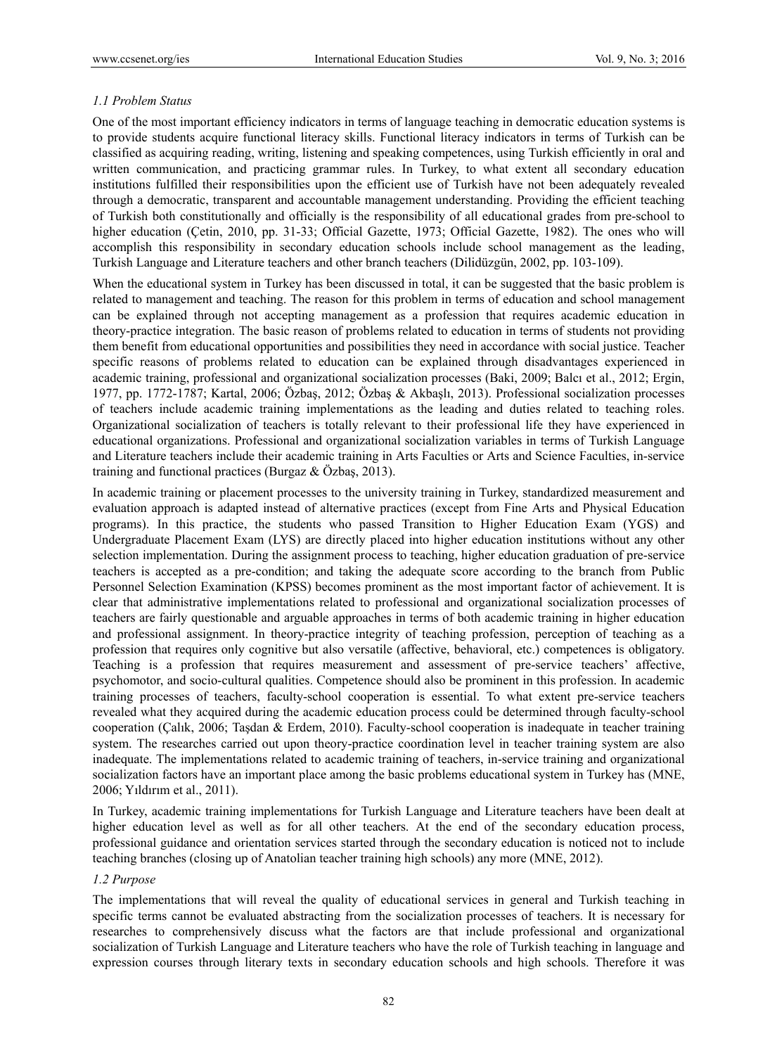### *1.1 Problem Status*

One of the most important efficiency indicators in terms of language teaching in democratic education systems is to provide students acquire functional literacy skills. Functional literacy indicators in terms of Turkish can be classified as acquiring reading, writing, listening and speaking competences, using Turkish efficiently in oral and written communication, and practicing grammar rules. In Turkey, to what extent all secondary education institutions fulfilled their responsibilities upon the efficient use of Turkish have not been adequately revealed through a democratic, transparent and accountable management understanding. Providing the efficient teaching of Turkish both constitutionally and officially is the responsibility of all educational grades from pre-school to higher education (Çetin, 2010, pp. 31-33; Official Gazette, 1973; Official Gazette, 1982). The ones who will accomplish this responsibility in secondary education schools include school management as the leading, Turkish Language and Literature teachers and other branch teachers (Dilidüzgün, 2002, pp. 103-109).

When the educational system in Turkey has been discussed in total, it can be suggested that the basic problem is related to management and teaching. The reason for this problem in terms of education and school management can be explained through not accepting management as a profession that requires academic education in theory-practice integration. The basic reason of problems related to education in terms of students not providing them benefit from educational opportunities and possibilities they need in accordance with social justice. Teacher specific reasons of problems related to education can be explained through disadvantages experienced in academic training, professional and organizational socialization processes (Baki, 2009; Balcı et al., 2012; Ergin, 1977, pp. 1772-1787; Kartal, 2006; Özbaş, 2012; Özbaş & Akbaşlı, 2013). Professional socialization processes of teachers include academic training implementations as the leading and duties related to teaching roles. Organizational socialization of teachers is totally relevant to their professional life they have experienced in educational organizations. Professional and organizational socialization variables in terms of Turkish Language and Literature teachers include their academic training in Arts Faculties or Arts and Science Faculties, in-service training and functional practices (Burgaz & Özbaş, 2013).

In academic training or placement processes to the university training in Turkey, standardized measurement and evaluation approach is adapted instead of alternative practices (except from Fine Arts and Physical Education programs). In this practice, the students who passed Transition to Higher Education Exam (YGS) and Undergraduate Placement Exam (LYS) are directly placed into higher education institutions without any other selection implementation. During the assignment process to teaching, higher education graduation of pre-service teachers is accepted as a pre-condition; and taking the adequate score according to the branch from Public Personnel Selection Examination (KPSS) becomes prominent as the most important factor of achievement. It is clear that administrative implementations related to professional and organizational socialization processes of teachers are fairly questionable and arguable approaches in terms of both academic training in higher education and professional assignment. In theory-practice integrity of teaching profession, perception of teaching as a profession that requires only cognitive but also versatile (affective, behavioral, etc.) competences is obligatory. Teaching is a profession that requires measurement and assessment of pre-service teachers' affective, psychomotor, and socio-cultural qualities. Competence should also be prominent in this profession. In academic training processes of teachers, faculty-school cooperation is essential. To what extent pre-service teachers revealed what they acquired during the academic education process could be determined through faculty-school cooperation (Çalık, 2006; Taşdan & Erdem, 2010). Faculty-school cooperation is inadequate in teacher training system. The researches carried out upon theory-practice coordination level in teacher training system are also inadequate. The implementations related to academic training of teachers, in-service training and organizational socialization factors have an important place among the basic problems educational system in Turkey has (MNE, 2006; Yıldırım et al., 2011).

In Turkey, academic training implementations for Turkish Language and Literature teachers have been dealt at higher education level as well as for all other teachers. At the end of the secondary education process, professional guidance and orientation services started through the secondary education is noticed not to include teaching branches (closing up of Anatolian teacher training high schools) any more (MNE, 2012).

### *1.2 Purpose*

The implementations that will reveal the quality of educational services in general and Turkish teaching in specific terms cannot be evaluated abstracting from the socialization processes of teachers. It is necessary for researches to comprehensively discuss what the factors are that include professional and organizational socialization of Turkish Language and Literature teachers who have the role of Turkish teaching in language and expression courses through literary texts in secondary education schools and high schools. Therefore it was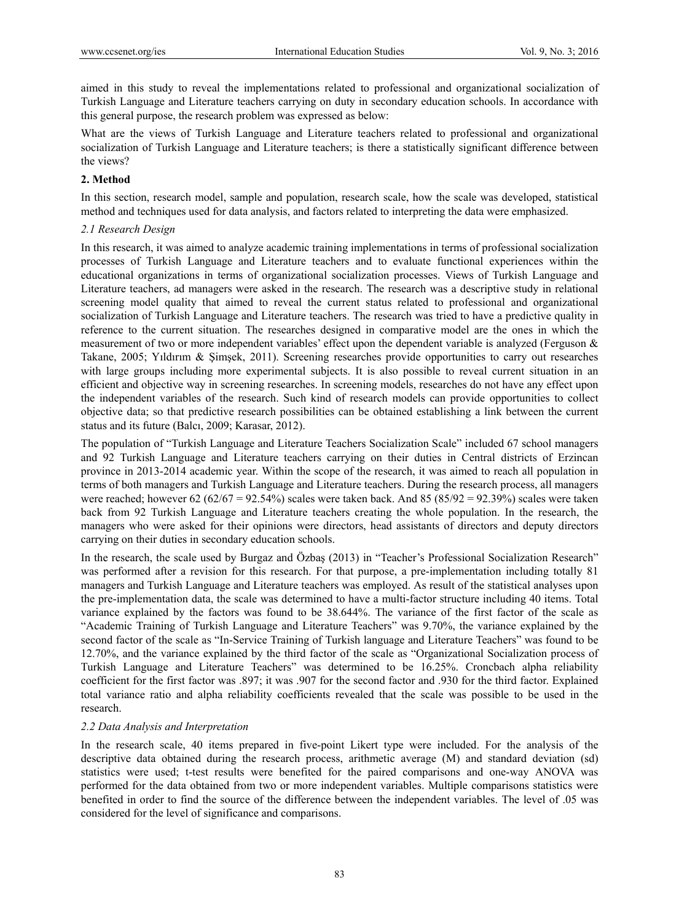aimed in this study to reveal the implementations related to professional and organizational socialization of Turkish Language and Literature teachers carrying on duty in secondary education schools. In accordance with this general purpose, the research problem was expressed as below:

What are the views of Turkish Language and Literature teachers related to professional and organizational socialization of Turkish Language and Literature teachers; is there a statistically significant difference between the views?

## 2. Method

In this section, research model, sample and population, research scale, how the scale was developed, statistical method and techniques used for data analysis, and factors related to interpreting the data were emphasized.

### *2.1 Research Design*

In this research, it was aimed to analyze academic training implementations in terms of professional socialization processes of Turkish Language and Literature teachers and to evaluate functional experiences within the educational organizations in terms of organizational socialization processes. Views of Turkish Language and Literature teachers, ad managers were asked in the research. The research was a descriptive study in relational screening model quality that aimed to reveal the current status related to professional and organizational socialization of Turkish Language and Literature teachers. The research was tried to have a predictive quality in reference to the current situation. The researches designed in comparative model are the ones in which the measurement of two or more independent variables' effect upon the dependent variable is analyzed (Ferguson & Takane, 2005; Yıldırım & Şimşek, 2011). Screening researches provide opportunities to carry out researches with large groups including more experimental subjects. It is also possible to reveal current situation in an efficient and objective way in screening researches. In screening models, researches do not have any effect upon the independent variables of the research. Such kind of research models can provide opportunities to collect objective data; so that predictive research possibilities can be obtained establishing a link between the current status and its future (Balcı, 2009; Karasar, 2012).

The population of "Turkish Language and Literature Teachers Socialization Scale" included 67 school managers and 92 Turkish Language and Literature teachers carrying on their duties in Central districts of Erzincan province in 2013-2014 academic year. Within the scope of the research, it was aimed to reach all population in terms of both managers and Turkish Language and Literature teachers. During the research process, all managers were reached; however 62 (62/67 = 92.54%) scales were taken back. And 85 (85/92 = 92.39%) scales were taken back from 92 Turkish Language and Literature teachers creating the whole population. In the research, the managers who were asked for their opinions were directors, head assistants of directors and deputy directors carrying on their duties in secondary education schools.

In the research, the scale used by Burgaz and Özbaş (2013) in "Teacher's Professional Socialization Research" was performed after a revision for this research. For that purpose, a pre-implementation including totally 81 managers and Turkish Language and Literature teachers was employed. As result of the statistical analyses upon the pre-implementation data, the scale was determined to have a multi-factor structure including 40 items. Total variance explained by the factors was found to be 38.644%. The variance of the first factor of the scale as "Academic Training of Turkish Language and Literature Teachers" was 9.70%, the variance explained by the second factor of the scale as "In-Service Training of Turkish language and Literature Teachers" was found to be 12.70%, and the variance explained by the third factor of the scale as "Organizational Socialization process of Turkish Language and Literature Teachers" was determined to be 16.25%. Croncbach alpha reliability coefficient for the first factor was .897; it was .907 for the second factor and .930 for the third factor. Explained total variance ratio and alpha reliability coefficients revealed that the scale was possible to be used in the research.

### *2.2 Data Analysis and Interpretation*

In the research scale, 40 items prepared in five-point Likert type were included. For the analysis of the descriptive data obtained during the research process, arithmetic average (M) and standard deviation (sd) statistics were used; t-test results were benefited for the paired comparisons and one-way ANOVA was performed for the data obtained from two or more independent variables. Multiple comparisons statistics were benefited in order to find the source of the difference between the independent variables. The level of .05 was considered for the level of significance and comparisons.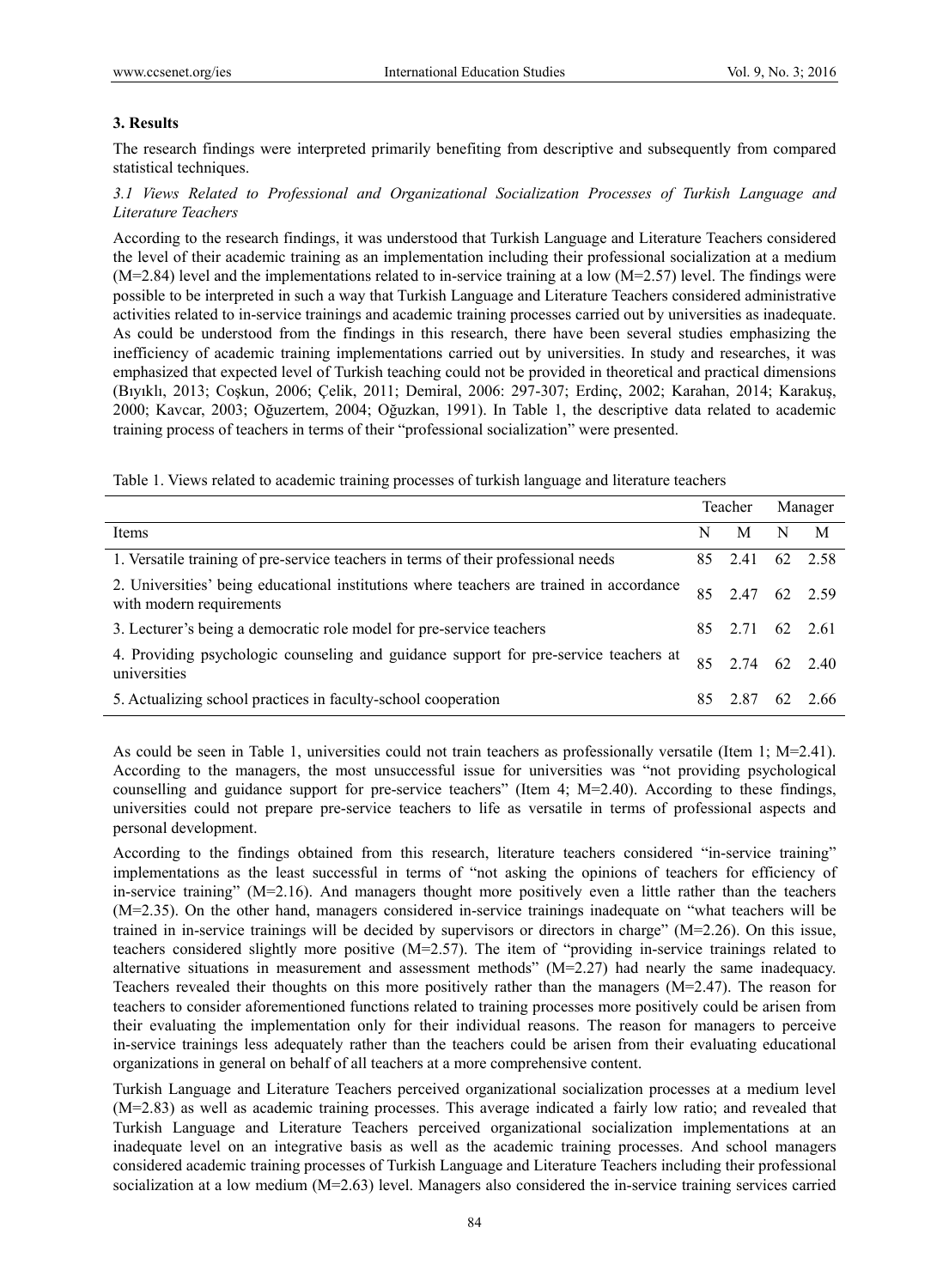## 3. Results

The research findings were interpreted primarily benefiting from descriptive and subsequently from compared statistical techniques.

### *3.1 Views Related to Professional and Organizational Socialization Processes of Turkish Language and Literature Teachers*

According to the research findings, it was understood that Turkish Language and Literature Teachers considered the level of their academic training as an implementation including their professional socialization at a medium (M=2.84) level and the implementations related to in-service training at a low (M=2.57) level. The findings were possible to be interpreted in such a way that Turkish Language and Literature Teachers considered administrative activities related to in-service trainings and academic training processes carried out by universities as inadequate. As could be understood from the findings in this research, there have been several studies emphasizing the inefficiency of academic training implementations carried out by universities. In study and researches, it was emphasized that expected level of Turkish teaching could not be provided in theoretical and practical dimensions (Bıyıklı, 2013; Coşkun, 2006; Çelik, 2011; Demiral, 2006: 297-307; Erdinç, 2002; Karahan, 2014; Karakuş, 2000; Kavcar, 2003; Oğuzertem, 2004; Oğuzkan, 1991). In Table 1, the descriptive data related to academic training process of teachers in terms of their "professional socialization" were presented.

Table 1. Views related to academic training processes of turkish language and literature teachers

| | Teacher | | Manager | |
|---|---|---|---|---|
| Items | N | M | N | M |
| 1. Versatile training of pre-service teachers in terms of their professional needs | 85 | 2.41 | 62 | 2.58 |
| 2. Universities' being educational institutions where teachers are trained in accordance with modern requirements | 85 | 2.47 | 62 | 2.59 |
| 3. Lecturer's being a democratic role model for pre-service teachers | 85 | 2.71 | 62 | 2.61 |
| 4. Providing psychologic counseling and guidance support for pre-service teachers at universities | 85 | 2.74 | 62 | 2.40 |
| 5. Actualizing school practices in faculty-school cooperation | 85 | 2.87 | 62 | 2.66 |

As could be seen in Table 1, universities could not train teachers as professionally versatile (Item 1; M=2.41). According to the managers, the most unsuccessful issue for universities was "not providing psychological counselling and guidance support for pre-service teachers" (Item 4; M=2.40). According to these findings, universities could not prepare pre-service teachers to life as versatile in terms of professional aspects and personal development.

According to the findings obtained from this research, literature teachers considered "in-service training" implementations as the least successful in terms of "not asking the opinions of teachers for efficiency of in-service training" (M=2.16). And managers thought more positively even a little rather than the teachers (M=2.35). On the other hand, managers considered in-service trainings inadequate on "what teachers will be trained in in-service trainings will be decided by supervisors or directors in charge" (M=2.26). On this issue, teachers considered slightly more positive (M=2.57). The item of "providing in-service trainings related to alternative situations in measurement and assessment methods" (M=2.27) had nearly the same inadequacy. Teachers revealed their thoughts on this more positively rather than the managers (M=2.47). The reason for teachers to consider aforementioned functions related to training processes more positively could be arisen from their evaluating the implementation only for their individual reasons. The reason for managers to perceive in-service trainings less adequately rather than the teachers could be arisen from their evaluating educational organizations in general on behalf of all teachers at a more comprehensive content.

Turkish Language and Literature Teachers perceived organizational socialization processes at a medium level (M=2.83) as well as academic training processes. This average indicated a fairly low ratio; and revealed that Turkish Language and Literature Teachers perceived organizational socialization implementations at an inadequate level on an integrative basis as well as the academic training processes. And school managers considered academic training processes of Turkish Language and Literature Teachers including their professional socialization at a low medium (M=2.63) level. Managers also considered the in-service training services carried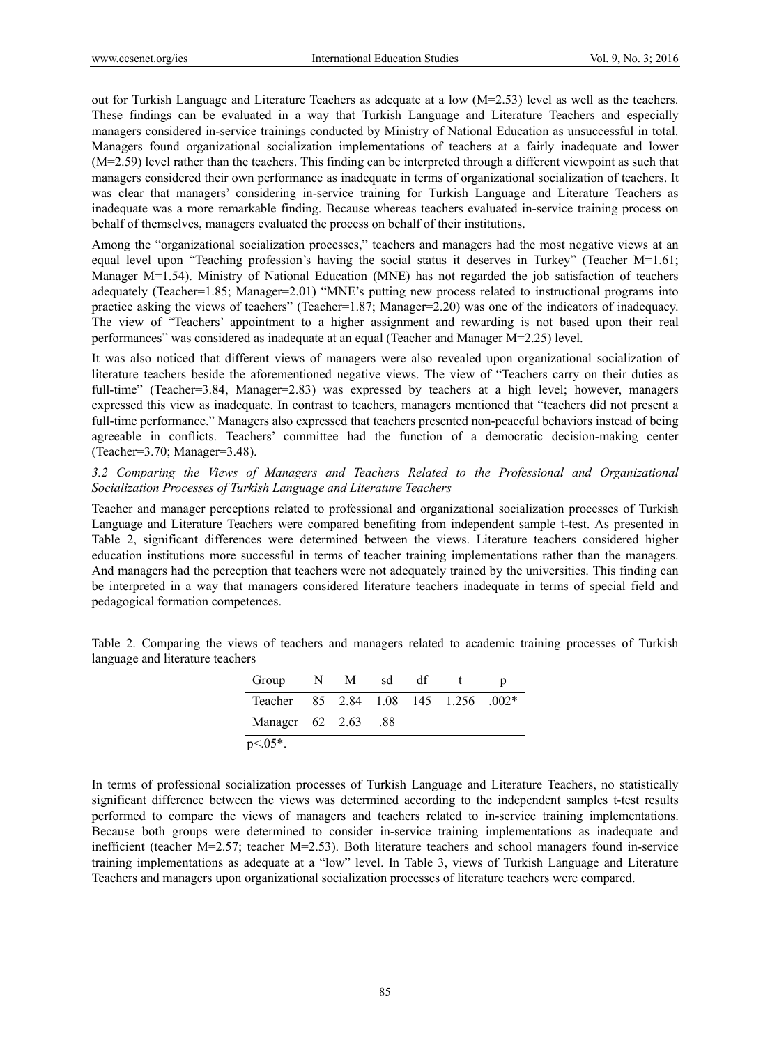out for Turkish Language and Literature Teachers as adequate at a low (M=2.53) level as well as the teachers. These findings can be evaluated in a way that Turkish Language and Literature Teachers and especially managers considered in-service trainings conducted by Ministry of National Education as unsuccessful in total. Managers found organizational socialization implementations of teachers at a fairly inadequate and lower (M=2.59) level rather than the teachers. This finding can be interpreted through a different viewpoint as such that managers considered their own performance as inadequate in terms of organizational socialization of teachers. It was clear that managers' considering in-service training for Turkish Language and Literature Teachers as inadequate was a more remarkable finding. Because whereas teachers evaluated in-service training process on behalf of themselves, managers evaluated the process on behalf of their institutions.

Among the "organizational socialization processes," teachers and managers had the most negative views at an equal level upon "Teaching profession's having the social status it deserves in Turkey" (Teacher M=1.61; Manager M=1.54). Ministry of National Education (MNE) has not regarded the job satisfaction of teachers adequately (Teacher=1.85; Manager=2.01) "MNE's putting new process related to instructional programs into practice asking the views of teachers" (Teacher=1.87; Manager=2.20) was one of the indicators of inadequacy. The view of "Teachers' appointment to a higher assignment and rewarding is not based upon their real performances" was considered as inadequate at an equal (Teacher and Manager M=2.25) level.

It was also noticed that different views of managers were also revealed upon organizational socialization of literature teachers beside the aforementioned negative views. The view of "Teachers carry on their duties as full-time" (Teacher=3.84, Manager=2.83) was expressed by teachers at a high level; however, managers expressed this view as inadequate. In contrast to teachers, managers mentioned that "teachers did not present a full-time performance." Managers also expressed that teachers presented non-peaceful behaviors instead of being agreeable in conflicts. Teachers' committee had the function of a democratic decision-making center (Teacher=3.70; Manager=3.48).

### *3.2 Comparing the Views of Managers and Teachers Related to the Professional and Organizational Socialization Processes of Turkish Language and Literature Teachers*

Teacher and manager perceptions related to professional and organizational socialization processes of Turkish Language and Literature Teachers were compared benefiting from independent sample t-test. As presented in Table 2, significant differences were determined between the views. Literature teachers considered higher education institutions more successful in terms of teacher training implementations rather than the managers. And managers had the perception that teachers were not adequately trained by the universities. This finding can be interpreted in a way that managers considered literature teachers inadequate in terms of special field and pedagogical formation competences.

Table 2. Comparing the views of teachers and managers related to academic training processes of Turkish language and literature teachers

| Group | N | M | sd | df | t | p |
|---|---|---|---|---|---|---|
| Teacher | 85 | 2.84 | 1.08 | 145 | 1.256 | .002* |
| Manager | 62 | 2.63 | .88 | | | |

$p<.05$*.

In terms of professional socialization processes of Turkish Language and Literature Teachers, no statistically significant difference between the views was determined according to the independent samples t-test results performed to compare the views of managers and teachers related to in-service training implementations. Because both groups were determined to consider in-service training implementations as inadequate and inefficient (teacher M=2.57; teacher M=2.53). Both literature teachers and school managers found in-service training implementations as adequate at a "low" level. In Table 3, views of Turkish Language and Literature Teachers and managers upon organizational socialization processes of literature teachers were compared.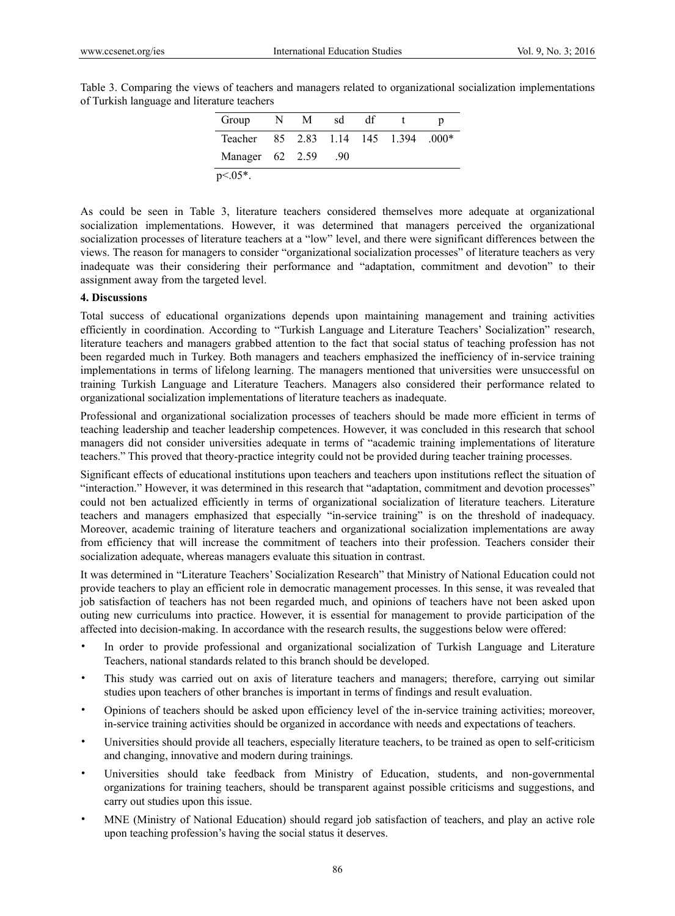Table 3. Comparing the views of teachers and managers related to organizational socialization implementations of Turkish language and literature teachers

| Group | N | M | sd | df | t | p |
|---|---|---|---|---|---|---|
| Teacher | 85 | 2.83 | 1.14 | 145 | 1.394 | .000* |
| Manager | 62 | 2.59 | .90 | | | |

$p<.05$*.

As could be seen in Table 3, literature teachers considered themselves more adequate at organizational socialization implementations. However, it was determined that managers perceived the organizational socialization processes of literature teachers at a "low" level, and there were significant differences between the views. The reason for managers to consider "organizational socialization processes" of literature teachers as very inadequate was their considering their performance and "adaptation, commitment and devotion" to their assignment away from the targeted level.

## 4. Discussions

Total success of educational organizations depends upon maintaining management and training activities efficiently in coordination. According to "Turkish Language and Literature Teachers' Socialization" research, literature teachers and managers grabbed attention to the fact that social status of teaching profession has not been regarded much in Turkey. Both managers and teachers emphasized the inefficiency of in-service training implementations in terms of lifelong learning. The managers mentioned that universities were unsuccessful on training Turkish Language and Literature Teachers. Managers also considered their performance related to organizational socialization implementations of literature teachers as inadequate.

Professional and organizational socialization processes of teachers should be made more efficient in terms of teaching leadership and teacher leadership competences. However, it was concluded in this research that school managers did not consider universities adequate in terms of "academic training implementations of literature teachers." This proved that theory-practice integrity could not be provided during teacher training processes.

Significant effects of educational institutions upon teachers and teachers upon institutions reflect the situation of "interaction." However, it was determined in this research that "adaptation, commitment and devotion processes" could not ben actualized efficiently in terms of organizational socialization of literature teachers. Literature teachers and managers emphasized that especially "in-service training" is on the threshold of inadequacy. Moreover, academic training of literature teachers and organizational socialization implementations are away from efficiency that will increase the commitment of teachers into their profession. Teachers consider their socialization adequate, whereas managers evaluate this situation in contrast.

It was determined in "Literature Teachers' Socialization Research" that Ministry of National Education could not provide teachers to play an efficient role in democratic management processes. In this sense, it was revealed that job satisfaction of teachers has not been regarded much, and opinions of teachers have not been asked upon outing new curriculums into practice. However, it is essential for management to provide participation of the affected into decision-making. In accordance with the research results, the suggestions below were offered:

- In order to provide professional and organizational socialization of Turkish Language and Literature Teachers, national standards related to this branch should be developed.
- This study was carried out on axis of literature teachers and managers; therefore, carrying out similar studies upon teachers of other branches is important in terms of findings and result evaluation.
- Opinions of teachers should be asked upon efficiency level of the in-service training activities; moreover, in-service training activities should be organized in accordance with needs and expectations of teachers.
- Universities should provide all teachers, especially literature teachers, to be trained as open to self-criticism and changing, innovative and modern during trainings.
- Universities should take feedback from Ministry of Education, students, and non-governmental organizations for training teachers, should be transparent against possible criticisms and suggestions, and carry out studies upon this issue.
- MNE (Ministry of National Education) should regard job satisfaction of teachers, and play an active role upon teaching profession's having the social status it deserves.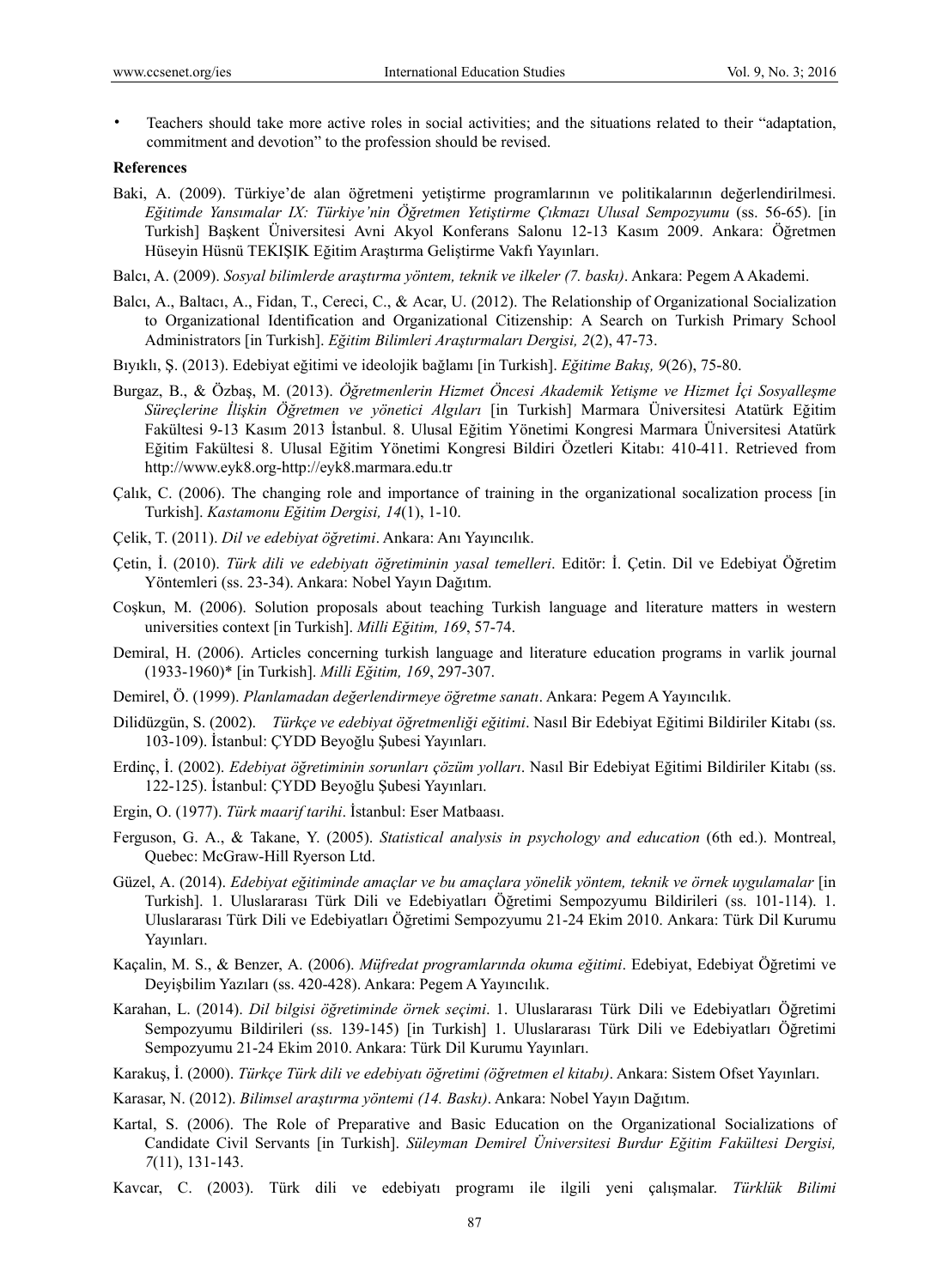- Teachers should take more active roles in social activities; and the situations related to their "adaptation, commitment and devotion" to the profession should be revised.

**References**

Baki, A. (2009). Türkiye'de alan öğretmeni yetiştirme programlarının ve politikalarının değerlendirilmesi. *Eğitimde Yansımalar IX: Türkiye'nin Öğretmen Yetiştirme Çıkmazı Ulusal Sempozyumu* (ss. 56-65). [in Turkish] Başkent Üniversitesi Avni Akyol Konferans Salonu 12-13 Kasım 2009. Ankara: Öğretmen Hüseyin Hüsnü TEKIŞIK Eğitim Araştırma Geliştirme Vakfı Yayınları.

Balcı, A. (2009). *Sosyal bilimlerde araştırma yöntem, teknik ve ilkeler (7. baskı)*. Ankara: Pegem A Akademi.

Balcı, A., Baltacı, A., Fidan, T., Cereci, C., & Acar, U. (2012). The Relationship of Organizational Socialization to Organizational Identification and Organizational Citizenship: A Search on Turkish Primary School Administrators [in Turkish]. *Eğitim Bilimleri Araştırmaları Dergisi, 2*(2), 47-73.

Bıyıklı, Ş. (2013). Edebiyat eğitimi ve ideolojik bağlamı [in Turkish]. *Eğitime Bakış, 9*(26), 75-80.

Burgaz, B., & Özbaş, M. (2013). *Öğretmenlerin Hizmet Öncesi Akademik Yetişme ve Hizmet İçi Sosyalleşme Süreçlerine İlişkin Öğretmen ve yönetici Algıları* [in Turkish] Marmara Üniversitesi Atatürk Eğitim Fakültesi 9-13 Kasım 2013 İstanbul. 8. Ulusal Eğitim Yönetimi Kongresi Marmara Üniversitesi Atatürk Eğitim Fakültesi 8. Ulusal Eğitim Yönetimi Kongresi Bildiri Özetleri Kitabı: 410-411. Retrieved from http://www.eyk8.org-http://eyk8.marmara.edu.tr

Çalık, C. (2006). The changing role and importance of training in the organizational socalization process [in Turkish]. *Kastamonu Eğitim Dergisi, 14*(1), 1-10.

Çelik, T. (2011). *Dil ve edebiyat öğretimi*. Ankara: Anı Yayıncılık.

Çetin, İ. (2010). *Türk dili ve edebiyatı öğretiminin yasal temelleri*. Editör: İ. Çetin. Dil ve Edebiyat Öğretim Yöntemleri (ss. 23-34). Ankara: Nobel Yayın Dağıtım.

Coşkun, M. (2006). Solution proposals about teaching Turkish language and literature matters in western universities context [in Turkish]. *Milli Eğitim, 169*, 57-74.

Demiral, H. (2006). Articles concerning turkish language and literature education programs in varlik journal (1933-1960)* [in Turkish]. *Milli Eğitim, 169*, 297-307.

Demirel, Ö. (1999). *Planlamadan değerlendirmeye öğretme sanatı*. Ankara: Pegem A Yayıncılık.

Dilidüzgün, S. (2002). *Türkçe ve edebiyat öğretmenliği eğitimi*. Nasıl Bir Edebiyat Eğitimi Bildiriler Kitabı (ss. 103-109). İstanbul: ÇYDD Beyoğlu Şubesi Yayınları.

Erdinç, İ. (2002). *Edebiyat öğretiminin sorunları çözüm yolları*. Nasıl Bir Edebiyat Eğitimi Bildiriler Kitabı (ss. 122-125). İstanbul: ÇYDD Beyoğlu Şubesi Yayınları.

Ergin, O. (1977). *Türk maarif tarihi*. İstanbul: Eser Matbaası.

Ferguson, G. A., & Takane, Y. (2005). *Statistical analysis in psychology and education* (6th ed.). Montreal, Quebec: McGraw-Hill Ryerson Ltd.

Güzel, A. (2014). *Edebiyat eğitiminde amaçlar ve bu amaçlara yönelik yöntem, teknik ve örnek uygulamalar* [in Turkish]. 1. Uluslararası Türk Dili ve Edebiyatları Öğretimi Sempozyumu Bildirileri (ss. 101-114). 1. Uluslararası Türk Dili ve Edebiyatları Öğretimi Sempozyumu 21-24 Ekim 2010. Ankara: Türk Dil Kurumu Yayınları.

Kaçalin, M. S., & Benzer, A. (2006). *Müfredat programlarında okuma eğitimi*. Edebiyat, Edebiyat Öğretimi ve Deyişbilim Yazıları (ss. 420-428). Ankara: Pegem A Yayıncılık.

Karahan, L. (2014). *Dil bilgisi öğretiminde örnek seçimi*. 1. Uluslararası Türk Dili ve Edebiyatları Öğretimi Sempozyumu Bildirileri (ss. 139-145) [in Turkish] 1. Uluslararası Türk Dili ve Edebiyatları Öğretimi Sempozyumu 21-24 Ekim 2010. Ankara: Türk Dil Kurumu Yayınları.

Karakuş, İ. (2000). *Türkçe Türk dili ve edebiyatı öğretimi (öğretmen el kitabı)*. Ankara: Sistem Ofset Yayınları.

Karasar, N. (2012). *Bilimsel araştırma yöntemi (14. Baskı)*. Ankara: Nobel Yayın Dağıtım.

Kartal, S. (2006). The Role of Preparative and Basic Education on the Organizational Socializations of Candidate Civil Servants [in Turkish]. *Süleyman Demirel Üniversitesi Burdur Eğitim Fakültesi Dergisi, 7*(11), 131-143.

Kavcar, C. (2003). Türk dili ve edebiyatı programı ile ilgili yeni çalışmalar. *Türklük Bilimi*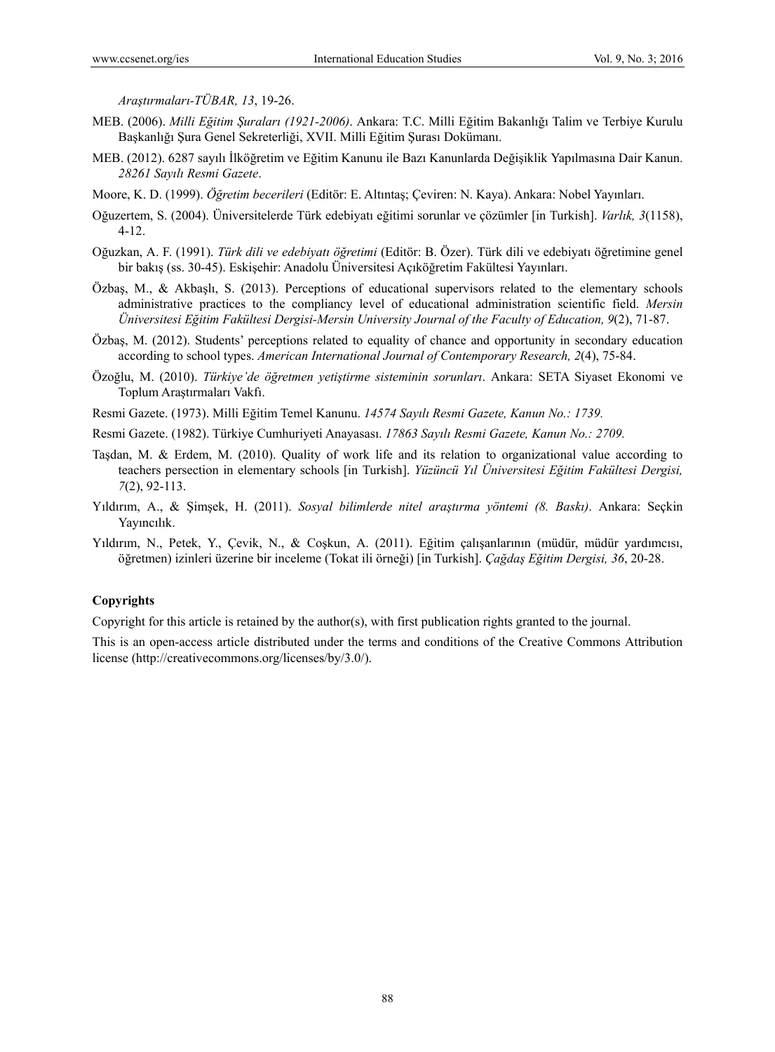*Araştırmaları-TÜBAR, 13*, 19-26.

MEB. (2006). *Milli Eğitim Şuraları (1921-2006)*. Ankara: T.C. Milli Eğitim Bakanlığı Talim ve Terbiye Kurulu Başkanlığı Şura Genel Sekreterliği, XVII. Milli Eğitim Şurası Dokümanı.

MEB. (2012). 6287 sayılı İlköğretim ve Eğitim Kanunu ile Bazı Kanunlarda Değişiklik Yapılmasına Dair Kanun. *28261 Sayılı Resmi Gazete*.

Moore, K. D. (1999). *Öğretim becerileri* (Editör: E. Altıntaş; Çeviren: N. Kaya). Ankara: Nobel Yayınları.

Oğuzertem, S. (2004). Üniversitelerde Türk edebiyatı eğitimi sorunlar ve çözümler [in Turkish]. *Varlık, 3*(1158), 4-12.

Oğuzkan, A. F. (1991). *Türk dili ve edebiyatı öğretimi* (Editör: B. Özer). Türk dili ve edebiyatı öğretimine genel bir bakış (ss. 30-45). Eskişehir: Anadolu Üniversitesi Açıköğretim Fakültesi Yayınları.

Özbaş, M., & Akbaşlı, S. (2013). Perceptions of educational supervisors related to the elementary schools administrative practices to the compliancy level of educational administration scientific field. *Mersin Üniversitesi Eğitim Fakültesi Dergisi-Mersin University Journal of the Faculty of Education, 9*(2), 71-87.

Özbaş, M. (2012). Students' perceptions related to equality of chance and opportunity in secondary education according to school types. *American International Journal of Contemporary Research, 2*(4), 75-84.

Özoğlu, M. (2010). *Türkiye'de öğretmen yetiştirme sisteminin sorunları*. Ankara: SETA Siyaset Ekonomi ve Toplum Araştırmaları Vakfı.

Resmi Gazete. (1973). Milli Eğitim Temel Kanunu. *14574 Sayılı Resmi Gazete, Kanun No.: 1739.*

Resmi Gazete. (1982). Türkiye Cumhuriyeti Anayasası. *17863 Sayılı Resmi Gazete, Kanun No.: 2709.*

Taşdan, M. & Erdem, M. (2010). Quality of work life and its relation to organizational value according to teachers persection in elementary schools [in Turkish]. *Yüzüncü Yıl Üniversitesi Eğitim Fakültesi Dergisi, 7*(2), 92-113.

Yıldırım, A., & Şimşek, H. (2011). *Sosyal bilimlerde nitel araştırma yöntemi (8. Baskı)*. Ankara: Seçkin Yayıncılık.

Yıldırım, N., Petek, Y., Çevik, N., & Coşkun, A. (2011). Eğitim çalışanlarının (müdür, müdür yardımcısı, öğretmen) izinleri üzerine bir inceleme (Tokat ili örneği) [in Turkish]. *Çağdaş Eğitim Dergisi, 36*, 20-28.

**Copyrights**

Copyright for this article is retained by the author(s), with first publication rights granted to the journal.

This is an open-access article distributed under the terms and conditions of the Creative Commons Attribution license (http://creativecommons.org/licenses/by/3.0/).